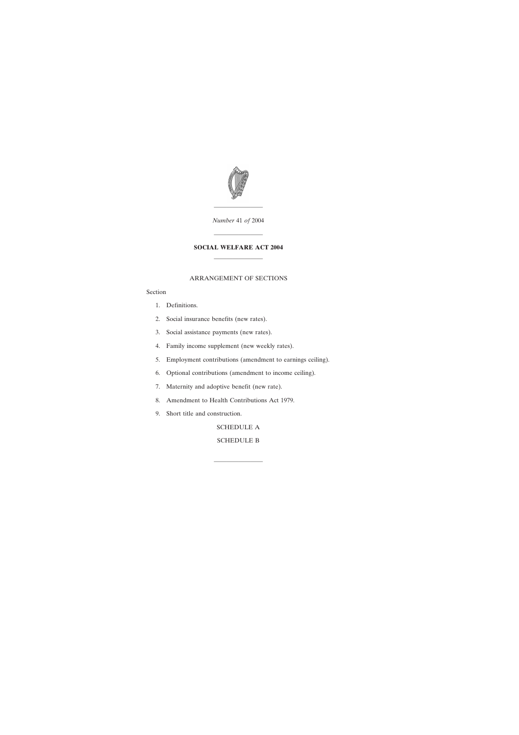*Number* 41 *of* 2004

---

**SOCIAL WELFARE ACT 2004**

---

ARRANGEMENT OF SECTIONS

Section

1. Definitions.
2. Social insurance benefits (new rates).
3. Social assistance payments (new rates).
4. Family income supplement (new weekly rates).
5. Employment contributions (amendment to earnings ceiling).
6. Optional contributions (amendment to income ceiling).
7. Maternity and adoptive benefit (new rate).
8. Amendment to Health Contributions Act 1979.
9. Short title and construction.

SCHEDULE A

SCHEDULE B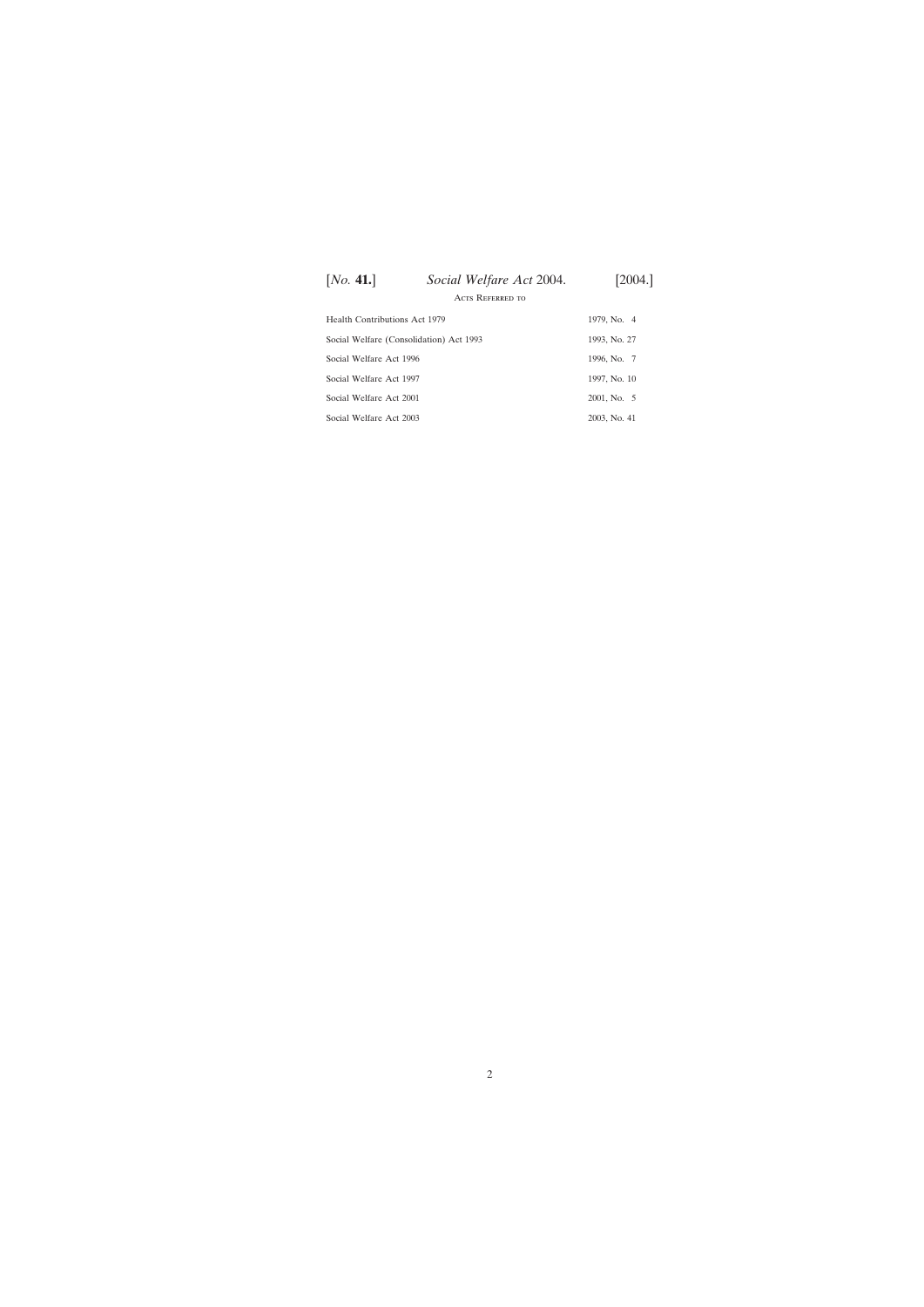## Acts Referred to

| | |
|---|---|
| Health Contributions Act 1979 | 1979, No. 4 |
| Social Welfare (Consolidation) Act 1993 | 1993, No. 27 |
| Social Welfare Act 1996 | 1996, No. 7 |
| Social Welfare Act 1997 | 1997, No. 10 |
| Social Welfare Act 2001 | 2001, No. 5 |
| Social Welfare Act 2003 | 2003, No. 41 |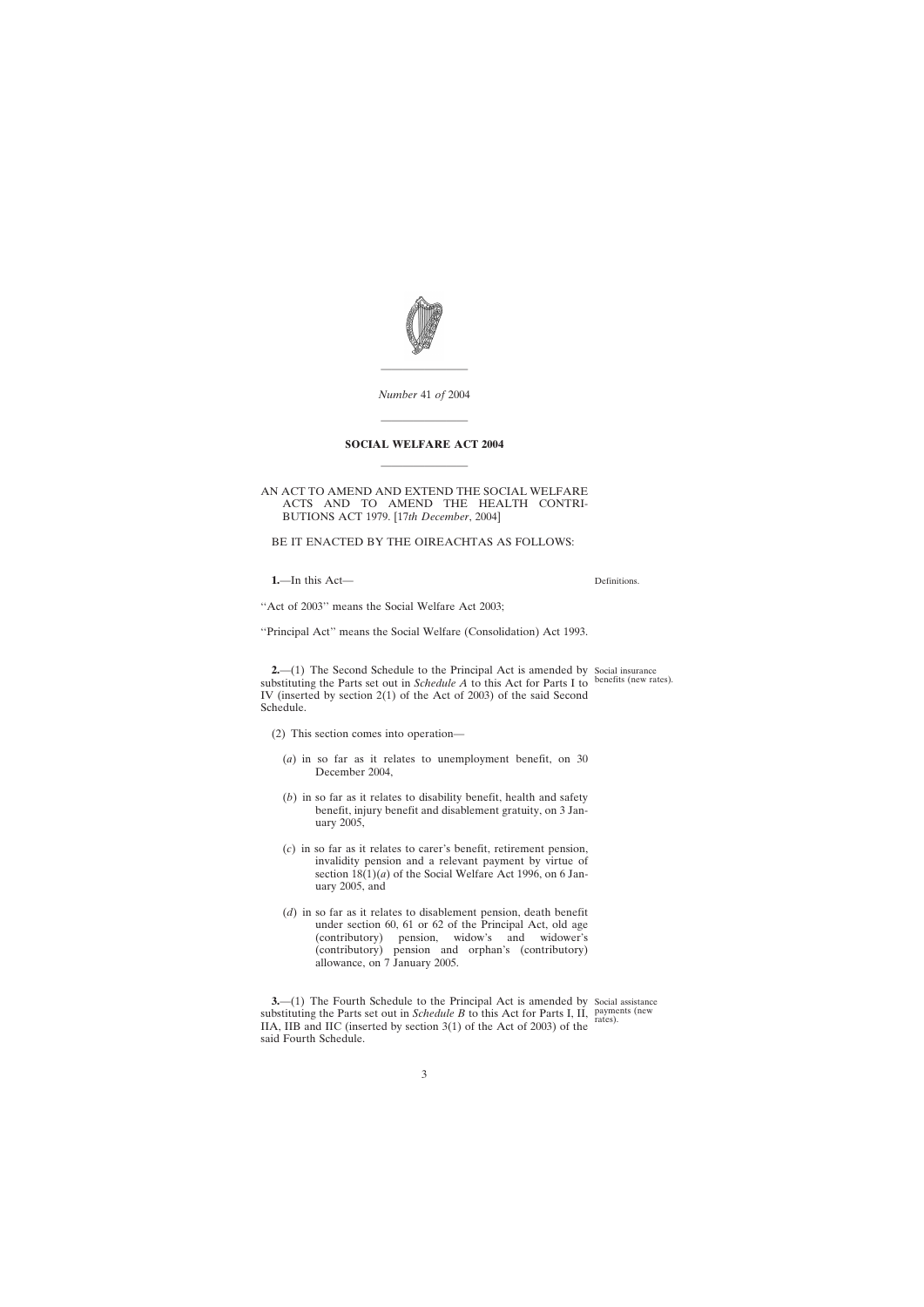*Number* 41 *of* 2004

# SOCIAL WELFARE ACT 2004

AN ACT TO AMEND AND EXTEND THE SOCIAL WELFARE ACTS AND TO AMEND THE HEALTH CONTRIBUTIONS ACT 1979. [17*th December*, 2004]

BE IT ENACTED BY THE OIREACHTAS AS FOLLOWS:

**1.**—In this Act—

Definitions.

''Act of 2003'' means the Social Welfare Act 2003;

''Principal Act'' means the Social Welfare (Consolidation) Act 1993.

**2.**—(1) The Second Schedule to the Principal Act is amended by substituting the Parts set out in *Schedule A* to this Act for Parts I to IV (inserted by section 2(1) of the Act of 2003) of the said Second Schedule.

Social insurance benefits (new rates).

(2) This section comes into operation—

(*a*) in so far as it relates to unemployment benefit, on 30 December 2004,

(*b*) in so far as it relates to disability benefit, health and safety benefit, injury benefit and disablement gratuity, on 3 January 2005,

(*c*) in so far as it relates to carer's benefit, retirement pension, invalidity pension and a relevant payment by virtue of section 18(1)(*a*) of the Social Welfare Act 1996, on 6 January 2005, and

(*d*) in so far as it relates to disablement pension, death benefit under section 60, 61 or 62 of the Principal Act, old age (contributory) pension, widow's and widower's (contributory) pension and orphan's (contributory) allowance, on 7 January 2005.

**3.**—(1) The Fourth Schedule to the Principal Act is amended by substituting the Parts set out in *Schedule B* to this Act for Parts I, II, IIA, IIB and IIC (inserted by section 3(1) of the Act of 2003) of the said Fourth Schedule.

Social assistance payments (new rates).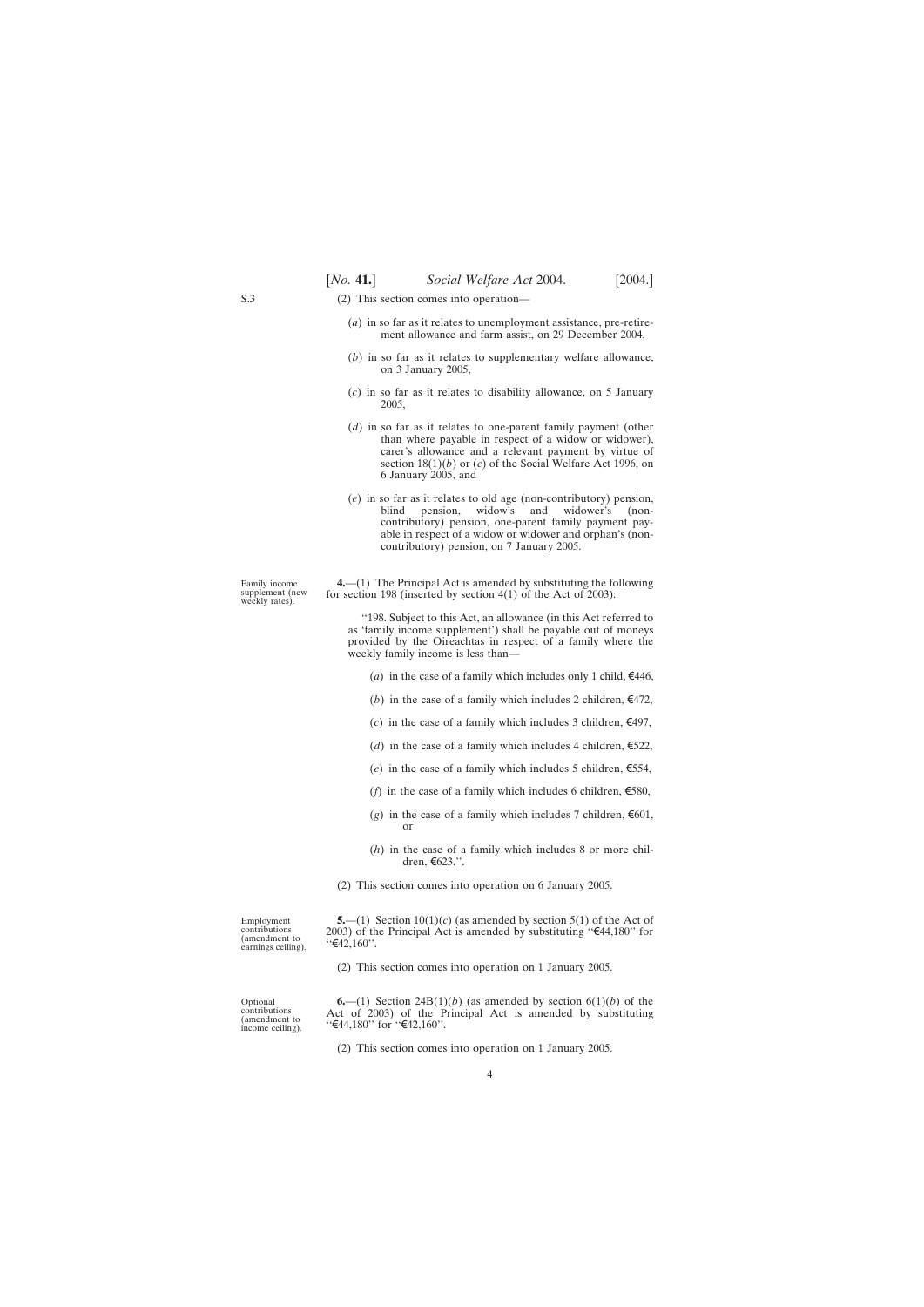(2) This section comes into operation—

(*a*) in so far as it relates to unemployment assistance, pre-retirement allowance and farm assist, on 29 December 2004,

(*b*) in so far as it relates to supplementary welfare allowance, on 3 January 2005,

(*c*) in so far as it relates to disability allowance, on 5 January 2005,

(*d*) in so far as it relates to one-parent family payment (other than where payable in respect of a widow or widower), carer's allowance and a relevant payment by virtue of section 18(1)(*b*) or (*c*) of the Social Welfare Act 1996, on 6 January 2005, and

(*e*) in so far as it relates to old age (non-contributory) pension, blind pension, widow's and widower's (non-contributory) pension, one-parent family payment payable in respect of a widow or widower and orphan's (non-contributory) pension, on 7 January 2005.

Family income supplement (new weekly rates).

**4.**—(1) The Principal Act is amended by substituting the following for section 198 (inserted by section 4(1) of the Act of 2003):

"198. Subject to this Act, an allowance (in this Act referred to as 'family income supplement') shall be payable out of moneys provided by the Oireachtas in respect of a family where the weekly family income is less than—

(*a*) in the case of a family which includes only 1 child, €446,

(*b*) in the case of a family which includes 2 children, €472,

(*c*) in the case of a family which includes 3 children, €497,

(*d*) in the case of a family which includes 4 children, €522,

(*e*) in the case of a family which includes 5 children, €554,

(*f*) in the case of a family which includes 6 children, €580,

(*g*) in the case of a family which includes 7 children, €601, or

(*h*) in the case of a family which includes 8 or more children, €623.".

(2) This section comes into operation on 6 January 2005.

Employment contributions (amendment to earnings ceiling).

**5.**—(1) Section 10(1)(*c*) (as amended by section 5(1) of the Act of 2003) of the Principal Act is amended by substituting "€44,180" for "€42,160".

(2) This section comes into operation on 1 January 2005.

Optional contributions (amendment to income ceiling).

**6.**—(1) Section 24B(1)(*b*) (as amended by section 6(1)(*b*) of the Act of 2003) of the Principal Act is amended by substituting "€44,180" for "€42,160".

(2) This section comes into operation on 1 January 2005.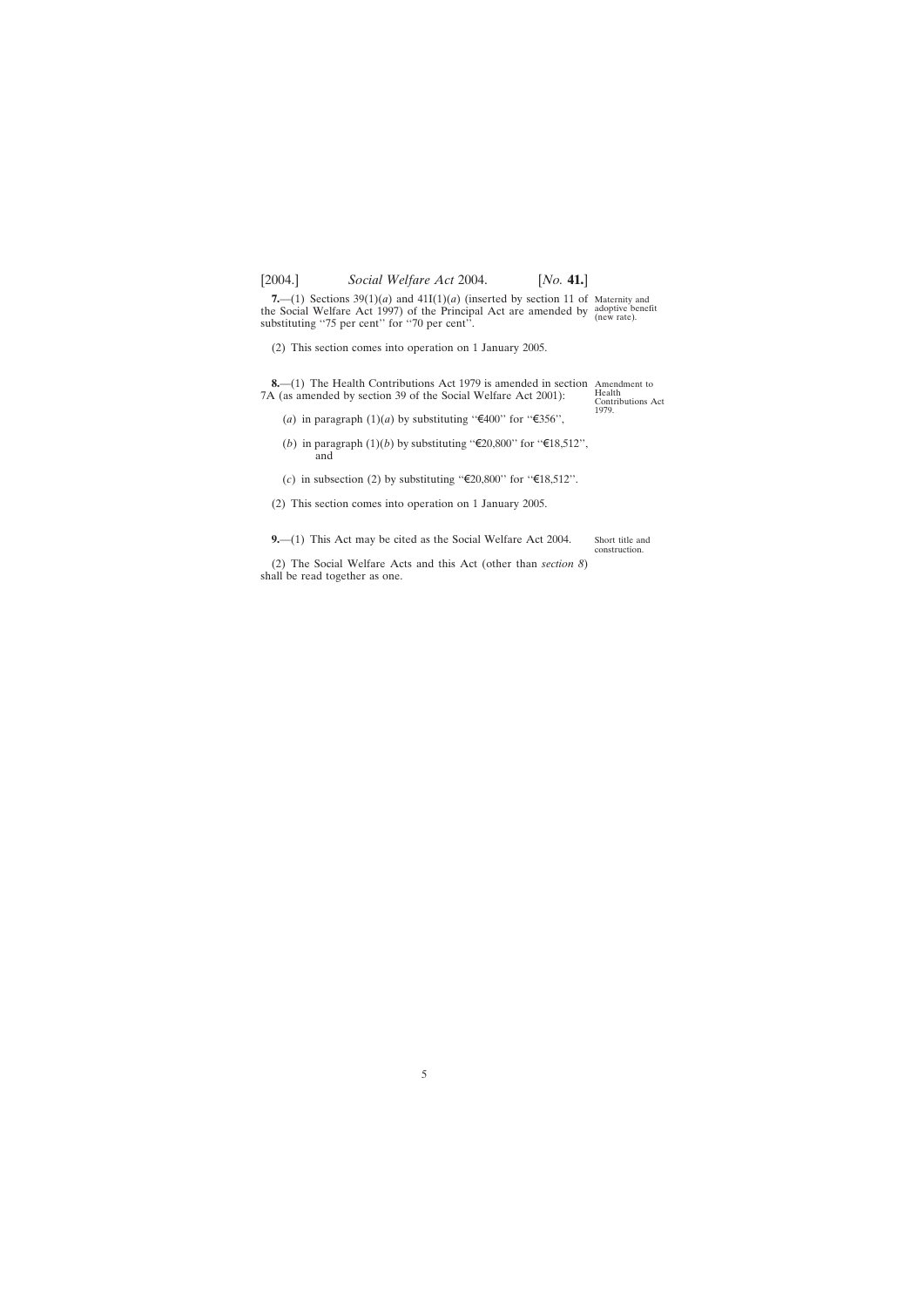**7.**—(1) Sections 39(1)(*a*) and 41I(1)(*a*) (inserted by section 11 of the Social Welfare Act 1997) of the Principal Act are amended by substituting ''75 per cent'' for ''70 per cent''.

Maternity and adoptive benefit (new rate).

(2) This section comes into operation on 1 January 2005.

**8.**—(1) The Health Contributions Act 1979 is amended in section 7A (as amended by section 39 of the Social Welfare Act 2001):

Amendment to Health Contributions Act 1979.

(*a*) in paragraph (1)(*a*) by substituting ''€400'' for ''€356'',

(*b*) in paragraph (1)(*b*) by substituting ''€20,800'' for ''€18,512'', and

(*c*) in subsection (2) by substituting ''€20,800'' for ''€18,512''.

(2) This section comes into operation on 1 January 2005.

**9.**—(1) This Act may be cited as the Social Welfare Act 2004.

Short title and construction.

(2) The Social Welfare Acts and this Act (other than *section 8*) shall be read together as one.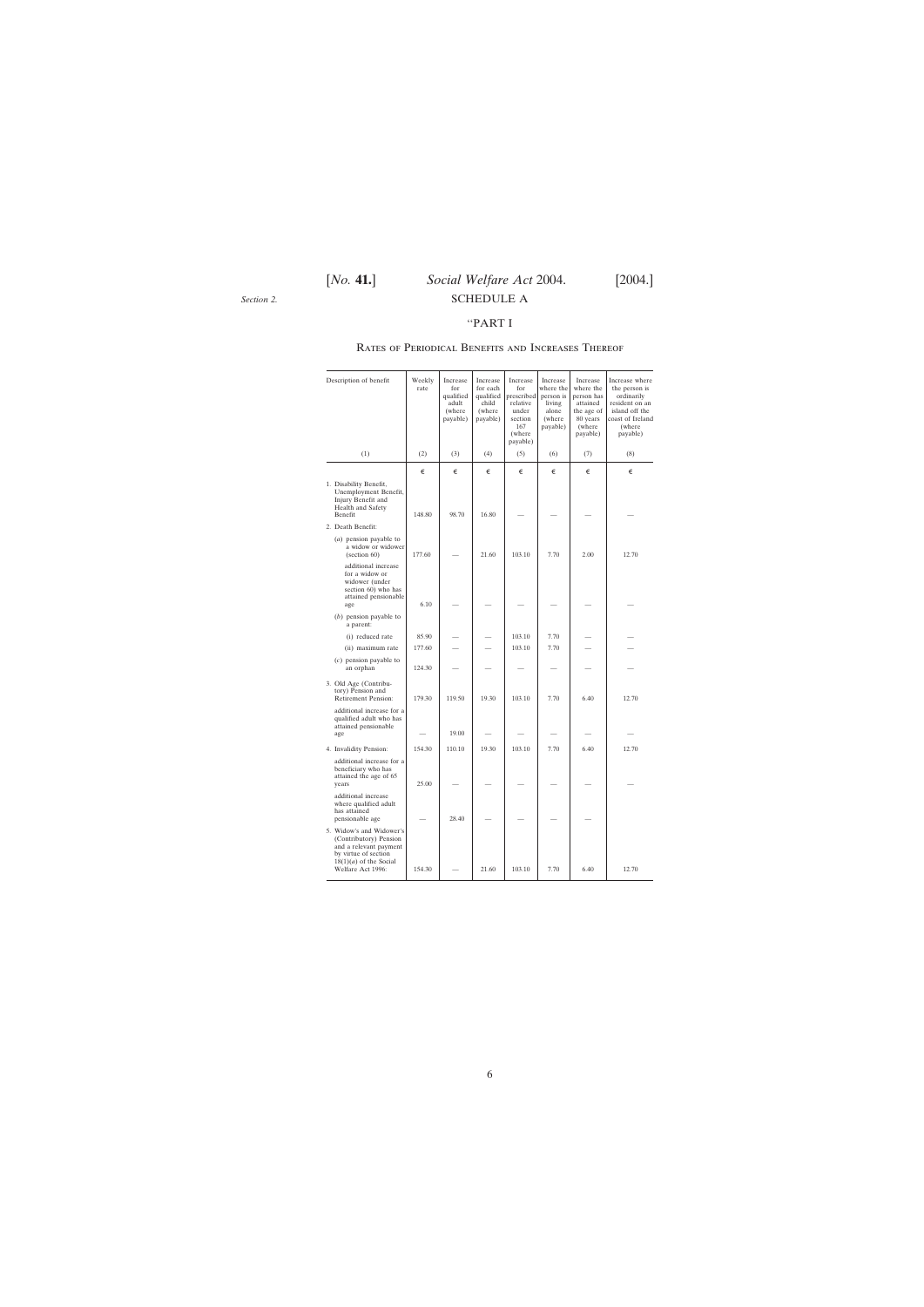Section 2.

# SCHEDULE A

## "PART I

### Rates of Periodical Benefits and Increases Thereof

| Description of benefit | Weekly rate | Increase for qualified adult (where payable) | Increase for each qualified child (where payable) | Increase for prescribed relative under section 167 (where payable) | Increase where the person is living alone (where payable) | Increase where the person has attained the age of 80 years (where payable) | Increase where the person is ordinarily resident on an island off the coast of Ireland (where payable) |
|---|---|---|---|---|---|---|---|
| (1) | (2) | (3) | (4) | (5) | (6) | (7) | (8) |
| | € | € | € | € | € | € | € |
| 1. Disability Benefit, Unemployment Benefit, Injury Benefit and Health and Safety Benefit | 148.80 | 98.70 | 16.80 | — | — | — | — |
| 2. Death Benefit: | | | | | | | |
| (*a*) pension payable to a widow or widower (section 60) | 177.60 | — | 21.60 | 103.10 | 7.70 | 2.00 | 12.70 |
| additional increase for a widow or widower (under section 60) who has attained pensionable age | 6.10 | — | — | — | — | — | — |
| (*b*) pension payable to a parent: | | | | | | | |
| (i) reduced rate | 85.90 | — | — | 103.10 | 7.70 | — | — |
| (ii) maximum rate | 177.60 | — | — | 103.10 | 7.70 | — | — |
| (*c*) pension payable to an orphan | 124.30 | — | — | — | — | — | — |
| 3. Old Age (Contributory) Pension and Retirement Pension: | 179.30 | 119.50 | 19.30 | 103.10 | 7.70 | 6.40 | 12.70 |
| additional increase for a qualified adult who has attained pensionable age | — | 19.00 | — | — | — | — | — |
| 4. Invalidity Pension: | 154.30 | 110.10 | 19.30 | 103.10 | 7.70 | 6.40 | 12.70 |
| additional increase for a beneficiary who has attained the age of 65 years | 25.00 | — | — | — | — | — | — |
| additional increase where qualified adult has attained pensionable age | — | 28.40 | — | — | — | — | |
| 5. Widow's and Widower's (Contributory) Pension and a relevant payment by virtue of section 18(1)(*a*) of the Social Welfare Act 1996: | 154.30 | — | 21.60 | 103.10 | 7.70 | 6.40 | 12.70 |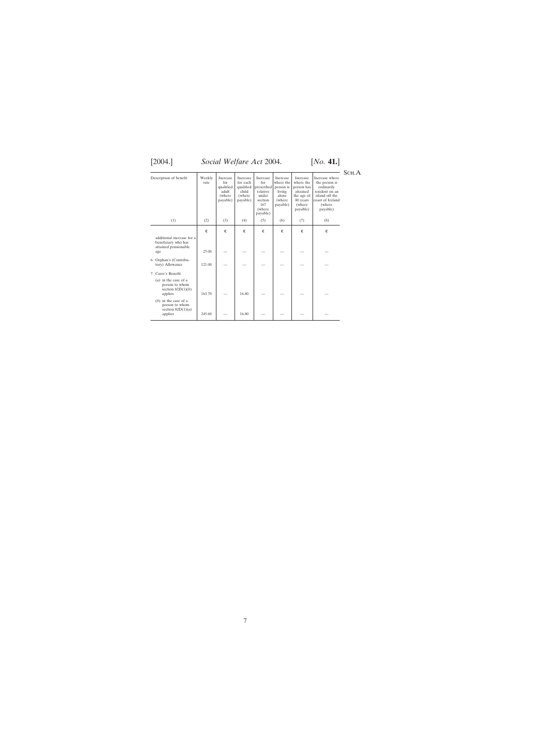| Description of benefit | Weekly rate | Increase for qualified adult (where payable) | Increase for each qualified child (where payable) | Increase for prescribed relative under section 167 (where payable) | Increase where the person is living alone (where payable) | Increase where the person has attained the age of 80 years (where payable) | Increase where the person is ordinarily resident on an island off the coast of Ireland (where payable) |
|---|---|---|---|---|---|---|---|
| (1) | (2) | (3) | (4) | (5) | (6) | (7) | (8) |
| | € | € | € | € | € | € | € |
| additional increase for a beneficiary who has attained pensionable age | 25.00 | — | — | — | — | — | — |
| 6. Orphan's (Contributory) Allowance | 121.00 | — | — | — | — | — | — |
| 7. Carer's Benefit: | | | | | | | |
| (*a*) in the case of a person to whom section 82D(1)(*b*) applies | 163.70 | — | 16.80 | — | — | — | — |
| (*b*) in the case of a person to whom section 82D(1)(*a*) applies | 245.60 | — | 16.80 | — | — | — | — |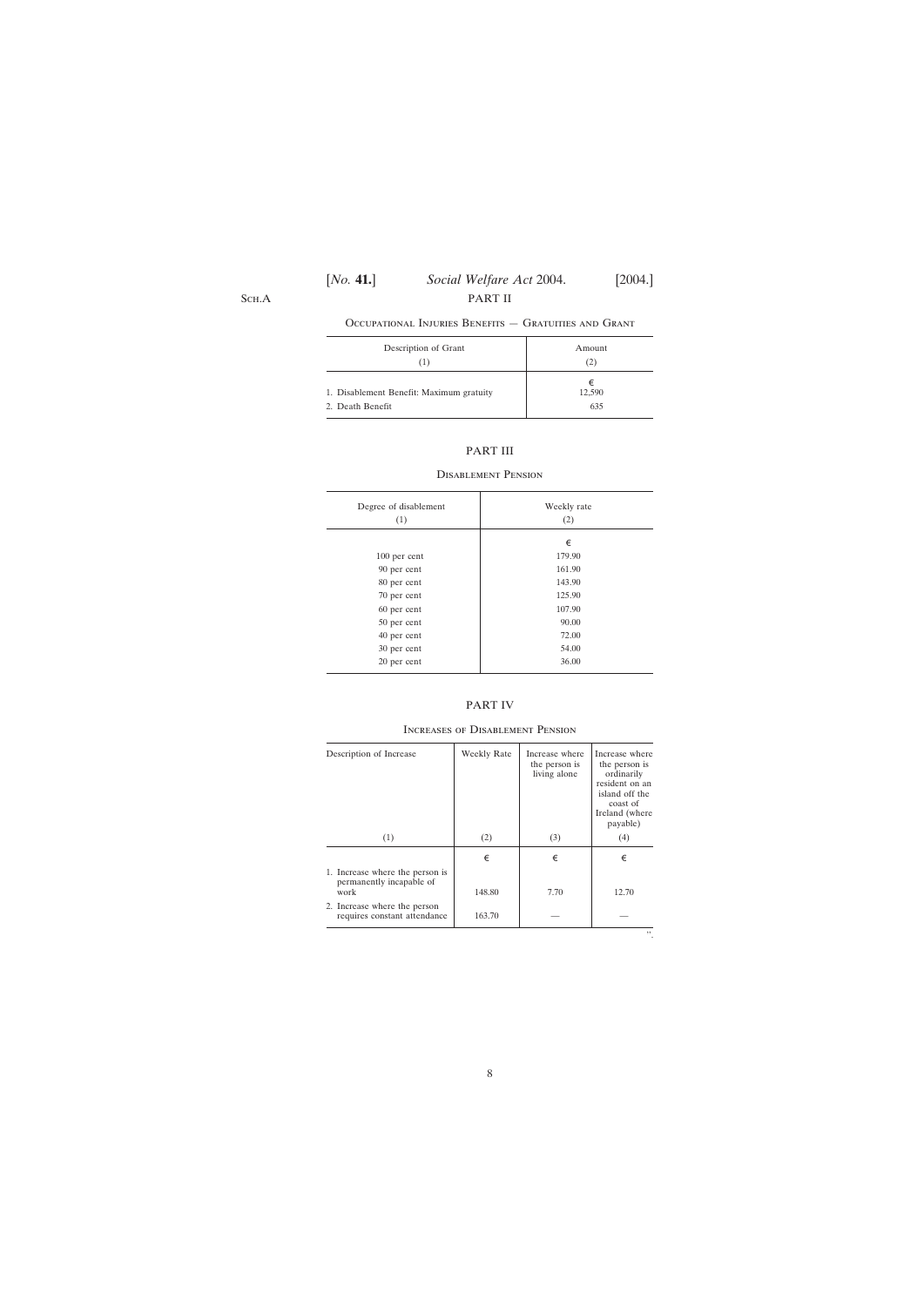## PART II

### Occupational Injuries Benefits — Gratuities and Grant

| Description of Grant (1) | Amount (2) |
|---|---|
| | € |
| 1. Disablement Benefit: Maximum gratuity | 12,590 |
| 2. Death Benefit | 635 |

## PART III

### Disablement Pension

| Degree of disablement (1) | Weekly rate (2) |
|---|---|
| | € |
| 100 per cent | 179.90 |
| 90 per cent | 161.90 |
| 80 per cent | 143.90 |
| 70 per cent | 125.90 |
| 60 per cent | 107.90 |
| 50 per cent | 90.00 |
| 40 per cent | 72.00 |
| 30 per cent | 54.00 |
| 20 per cent | 36.00 |

## PART IV

### Increases of Disablement Pension

| Description of Increase (1) | Weekly Rate (2) | Increase where the person is living alone (3) | Increase where the person is ordinarily resident on an island off the coast of Ireland (where payable) (4) |
|---|---|---|---|
| | € | € | € |
| 1. Increase where the person is permanently incapable of work | 148.80 | 7.70 | 12.70 |
| 2. Increase where the person requires constant attendance | 163.70 | — | — |

".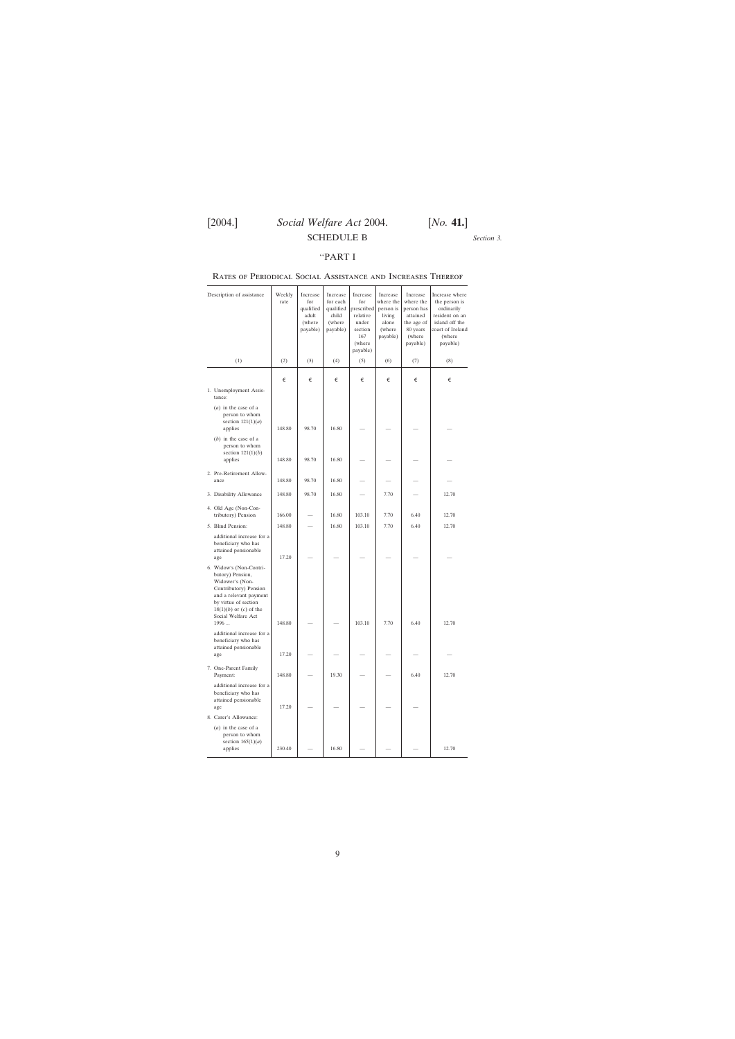## SCHEDULE B

*Section 3.*

"PART I

### Rates of Periodical Social Assistance and Increases Thereof

| Description of assistance | Weekly rate | Increase for qualified adult (where payable) | Increase for each qualified child (where payable) | Increase for prescribed relative under section 167 (where payable) | Increase where the person is living alone (where payable) | Increase where the person has attained the age of 80 years (where payable) | Increase where the person is ordinarily resident on an island off the coast of Ireland (where payable) |
|---|---|---|---|---|---|---|---|
| (1) | (2) | (3) | (4) | (5) | (6) | (7) | (8) |
| | € | € | € | € | € | € | € |
| 1. Unemployment Assistance: | | | | | | | |
| (*a*) in the case of a person to whom section 121(1)(*a*) applies | 148.80 | 98.70 | 16.80 | — | — | — | — |
| (*b*) in the case of a person to whom section 121(1)(*b*) applies | 148.80 | 98.70 | 16.80 | — | — | — | — |
| 2. Pre-Retirement Allowance | 148.80 | 98.70 | 16.80 | — | — | — | — |
| 3. Disability Allowance | 148.80 | 98.70 | 16.80 | — | 7.70 | — | 12.70 |
| 4. Old Age (Non-Contributory) Pension | 166.00 | — | 16.80 | 103.10 | 7.70 | 6.40 | 12.70 |
| 5. Blind Pension: | 148.80 | — | 16.80 | 103.10 | 7.70 | 6.40 | 12.70 |
| additional increase for a beneficiary who has attained pensionable age | 17.20 | — | — | — | — | — | — |
| 6. Widow's (Non-Contributory) Pension, Widower's (Non-Contributory) Pension and a relevant payment by virtue of section 18(1)(*b*) or (*c*) of the Social Welfare Act 1996 ... | 148.80 | — | — | 103.10 | 7.70 | 6.40 | 12.70 |
| additional increase for a beneficiary who has attained pensionable age | 17.20 | — | — | — | — | — | — |
| 7. One-Parent Family Payment: | 148.80 | — | 19.30 | — | — | 6.40 | 12.70 |
| additional increase for a beneficiary who has attained pensionable age | 17.20 | — | — | — | — | — | |
| 8. Carer's Allowance: | | | | | | | |
| (*a*) in the case of a person to whom section 165(1)(*a*) applies | 230.40 | — | 16.80 | — | — | — | 12.70 |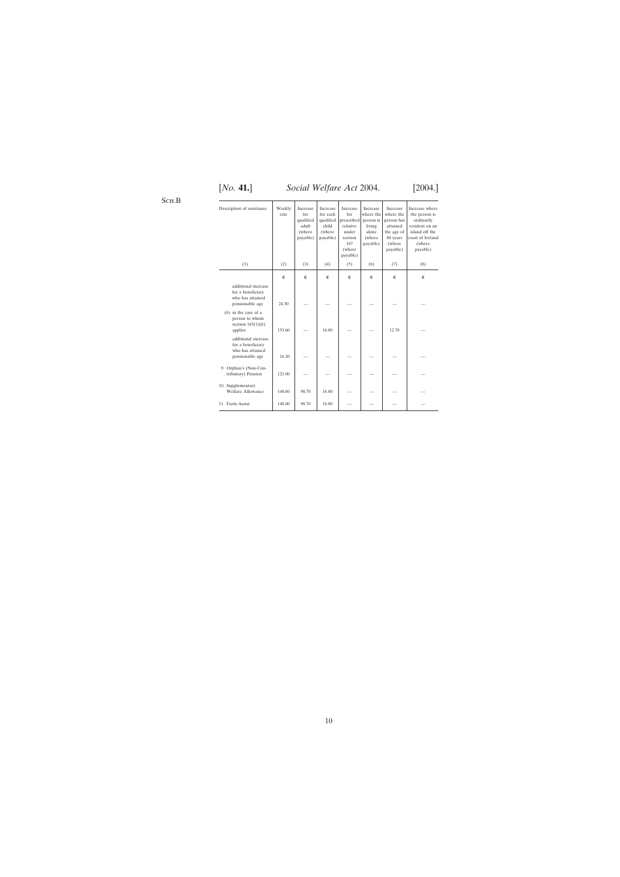| Description of assistance | Weekly rate | Increase for qualified adult (where payable) | Increase for each qualified child (where payable) | Increase for prescribed relative under section 167 (where payable) | Increase where the person is living alone (where payable) | Increase where the person has attained the age of 80 years (where payable) | Increase where the person is ordinarily resident on an island off the coast of Ireland (where payable) |
|---|---|---|---|---|---|---|---|
| (1) | (2) | (3) | (4) | (5) | (6) | (7) | (8) |
| | € | € | € | € | € | € | € |
| additional increase for a beneficiary who has attained pensionable age | 24.30 | — | — | — | — | — | — |
| (*b*) in the case of a person to whom section 165(1)(*b*) applies | 153.60 | — | 16.80 | — | — | 12.70 | — |
| additional increase for a beneficiary who has attained pensionable age | 16.20 | — | — | — | — | — | — |
| 9. Orphan's (Non-Contributory) Pension | 121.00 | — | — | — | — | — | — |
| 10. Supplementary Welfare Allowance | 148.80 | 98.70 | 16.80 | — | — | — | — |
| 11. Farm Assist | 148.80 | 98.70 | 16.80 | — | — | — | — |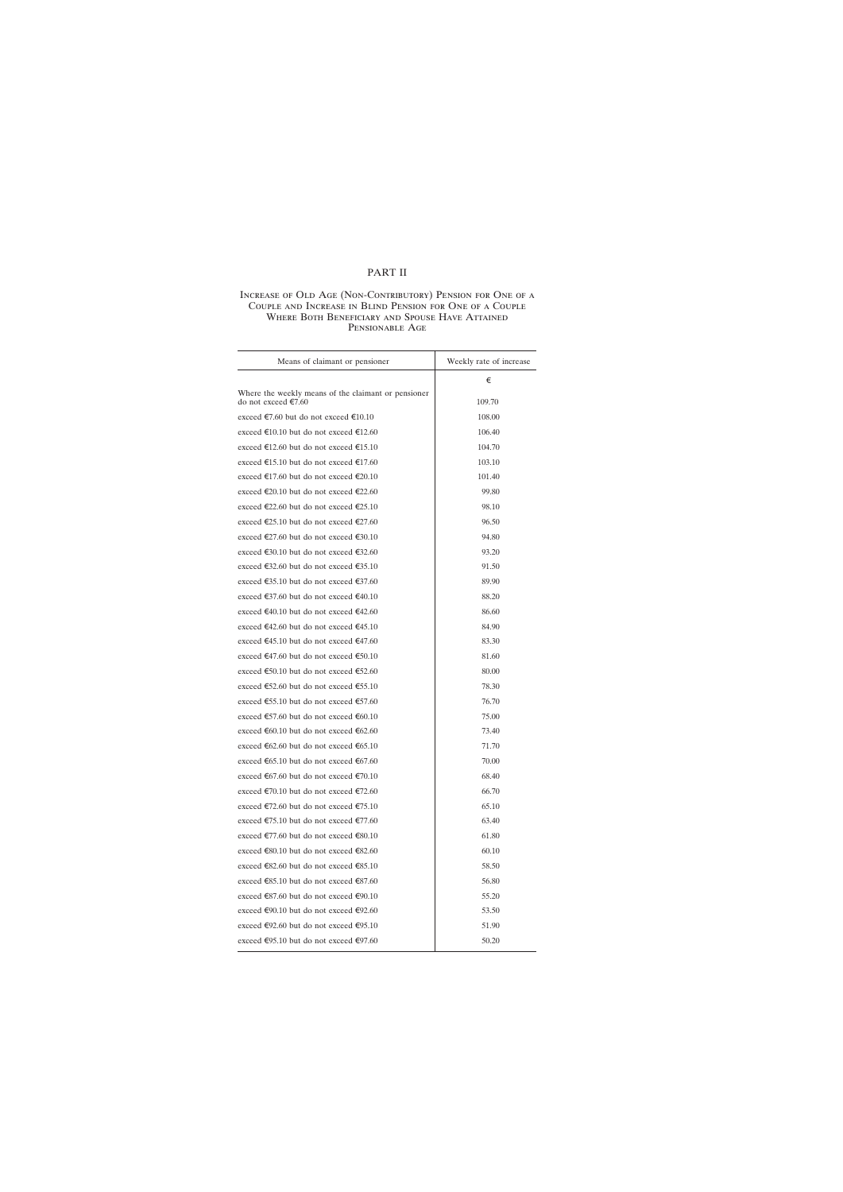# PART II

## Increase of Old Age (Non-Contributory) Pension for One of a Couple and Increase in Blind Pension for One of a Couple Where Both Beneficiary and Spouse Have Attained Pensionable Age

| Means of claimant or pensioner | Weekly rate of increase |
|---|---|
| | € |
| Where the weekly means of the claimant or pensioner do not exceed €7.60 | 109.70 |
| exceed €7.60 but do not exceed €10.10 | 108.00 |
| exceed €10.10 but do not exceed €12.60 | 106.40 |
| exceed €12.60 but do not exceed €15.10 | 104.70 |
| exceed €15.10 but do not exceed €17.60 | 103.10 |
| exceed €17.60 but do not exceed €20.10 | 101.40 |
| exceed €20.10 but do not exceed €22.60 | 99.80 |
| exceed €22.60 but do not exceed €25.10 | 98.10 |
| exceed €25.10 but do not exceed €27.60 | 96.50 |
| exceed €27.60 but do not exceed €30.10 | 94.80 |
| exceed €30.10 but do not exceed €32.60 | 93.20 |
| exceed €32.60 but do not exceed €35.10 | 91.50 |
| exceed €35.10 but do not exceed €37.60 | 89.90 |
| exceed €37.60 but do not exceed €40.10 | 88.20 |
| exceed €40.10 but do not exceed €42.60 | 86.60 |
| exceed €42.60 but do not exceed €45.10 | 84.90 |
| exceed €45.10 but do not exceed €47.60 | 83.30 |
| exceed €47.60 but do not exceed €50.10 | 81.60 |
| exceed €50.10 but do not exceed €52.60 | 80.00 |
| exceed €52.60 but do not exceed €55.10 | 78.30 |
| exceed €55.10 but do not exceed €57.60 | 76.70 |
| exceed €57.60 but do not exceed €60.10 | 75.00 |
| exceed €60.10 but do not exceed €62.60 | 73.40 |
| exceed €62.60 but do not exceed €65.10 | 71.70 |
| exceed €65.10 but do not exceed €67.60 | 70.00 |
| exceed €67.60 but do not exceed €70.10 | 68.40 |
| exceed €70.10 but do not exceed €72.60 | 66.70 |
| exceed €72.60 but do not exceed €75.10 | 65.10 |
| exceed €75.10 but do not exceed €77.60 | 63.40 |
| exceed €77.60 but do not exceed €80.10 | 61.80 |
| exceed €80.10 but do not exceed €82.60 | 60.10 |
| exceed €82.60 but do not exceed €85.10 | 58.50 |
| exceed €85.10 but do not exceed €87.60 | 56.80 |
| exceed €87.60 but do not exceed €90.10 | 55.20 |
| exceed €90.10 but do not exceed €92.60 | 53.50 |
| exceed €92.60 but do not exceed €95.10 | 51.90 |
| exceed €95.10 but do not exceed €97.60 | 50.20 |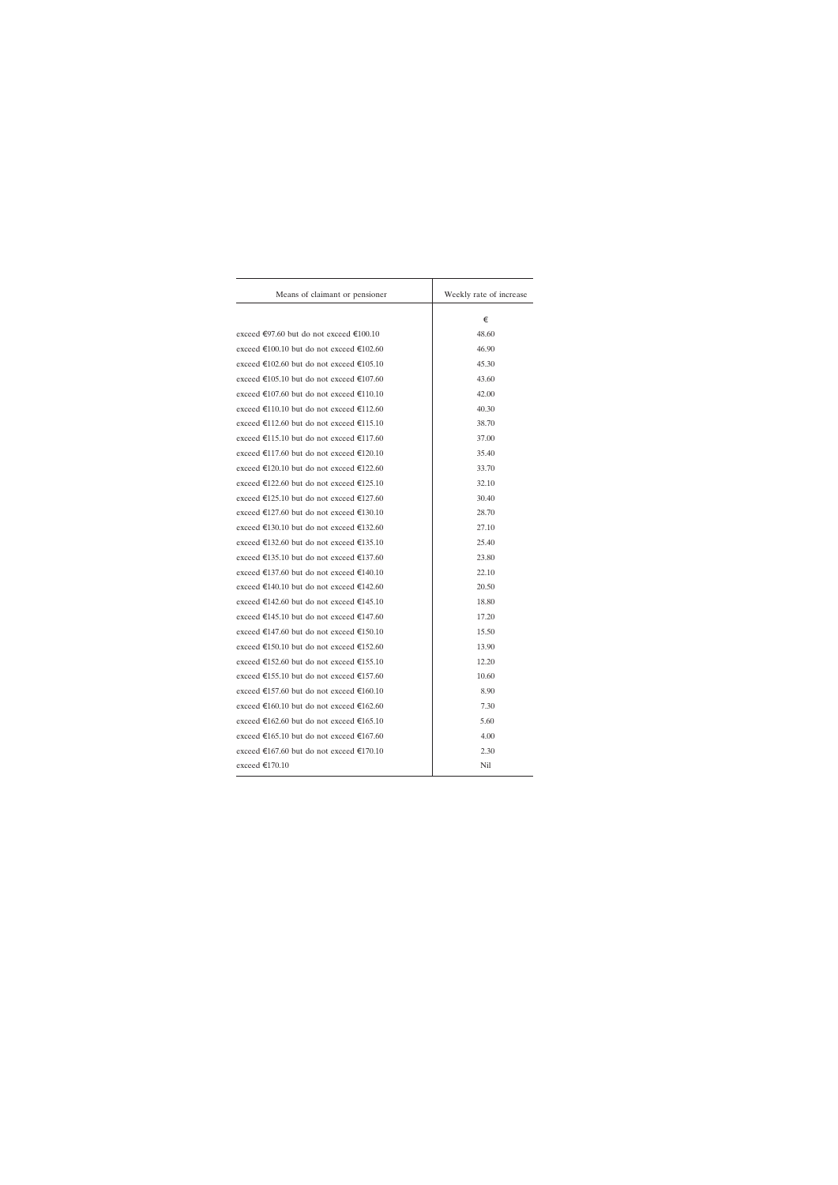| Means of claimant or pensioner | Weekly rate of increase |
|---|---|
| | € |
| exceed €97.60 but do not exceed €100.10 | 48.60 |
| exceed €100.10 but do not exceed €102.60 | 46.90 |
| exceed €102.60 but do not exceed €105.10 | 45.30 |
| exceed €105.10 but do not exceed €107.60 | 43.60 |
| exceed €107.60 but do not exceed €110.10 | 42.00 |
| exceed €110.10 but do not exceed €112.60 | 40.30 |
| exceed €112.60 but do not exceed €115.10 | 38.70 |
| exceed €115.10 but do not exceed €117.60 | 37.00 |
| exceed €117.60 but do not exceed €120.10 | 35.40 |
| exceed €120.10 but do not exceed €122.60 | 33.70 |
| exceed €122.60 but do not exceed €125.10 | 32.10 |
| exceed €125.10 but do not exceed €127.60 | 30.40 |
| exceed €127.60 but do not exceed €130.10 | 28.70 |
| exceed €130.10 but do not exceed €132.60 | 27.10 |
| exceed €132.60 but do not exceed €135.10 | 25.40 |
| exceed €135.10 but do not exceed €137.60 | 23.80 |
| exceed €137.60 but do not exceed €140.10 | 22.10 |
| exceed €140.10 but do not exceed €142.60 | 20.50 |
| exceed €142.60 but do not exceed €145.10 | 18.80 |
| exceed €145.10 but do not exceed €147.60 | 17.20 |
| exceed €147.60 but do not exceed €150.10 | 15.50 |
| exceed €150.10 but do not exceed €152.60 | 13.90 |
| exceed €152.60 but do not exceed €155.10 | 12.20 |
| exceed €155.10 but do not exceed €157.60 | 10.60 |
| exceed €157.60 but do not exceed €160.10 | 8.90 |
| exceed €160.10 but do not exceed €162.60 | 7.30 |
| exceed €162.60 but do not exceed €165.10 | 5.60 |
| exceed €165.10 but do not exceed €167.60 | 4.00 |
| exceed €167.60 but do not exceed €170.10 | 2.30 |
| exceed €170.10 | Nil |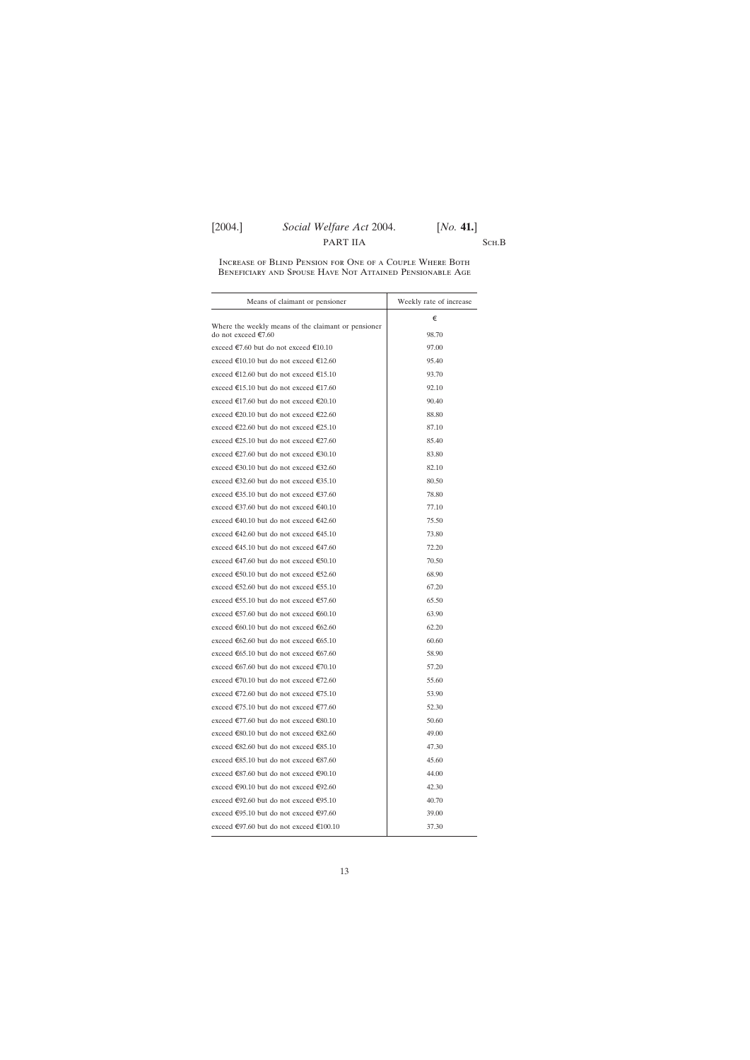PART IIA

Sch.B

Increase of Blind Pension for One of a Couple Where Both Beneficiary and Spouse Have Not Attained Pensionable Age

| Means of claimant or pensioner | Weekly rate of increase |
|---|---|
| | € |
| Where the weekly means of the claimant or pensioner do not exceed €7.60 | 98.70 |
| exceed €7.60 but do not exceed €10.10 | 97.00 |
| exceed €10.10 but do not exceed €12.60 | 95.40 |
| exceed €12.60 but do not exceed €15.10 | 93.70 |
| exceed €15.10 but do not exceed €17.60 | 92.10 |
| exceed €17.60 but do not exceed €20.10 | 90.40 |
| exceed €20.10 but do not exceed €22.60 | 88.80 |
| exceed €22.60 but do not exceed €25.10 | 87.10 |
| exceed €25.10 but do not exceed €27.60 | 85.40 |
| exceed €27.60 but do not exceed €30.10 | 83.80 |
| exceed €30.10 but do not exceed €32.60 | 82.10 |
| exceed €32.60 but do not exceed €35.10 | 80.50 |
| exceed €35.10 but do not exceed €37.60 | 78.80 |
| exceed €37.60 but do not exceed €40.10 | 77.10 |
| exceed €40.10 but do not exceed €42.60 | 75.50 |
| exceed €42.60 but do not exceed €45.10 | 73.80 |
| exceed €45.10 but do not exceed €47.60 | 72.20 |
| exceed €47.60 but do not exceed €50.10 | 70.50 |
| exceed €50.10 but do not exceed €52.60 | 68.90 |
| exceed €52.60 but do not exceed €55.10 | 67.20 |
| exceed €55.10 but do not exceed €57.60 | 65.50 |
| exceed €57.60 but do not exceed €60.10 | 63.90 |
| exceed €60.10 but do not exceed €62.60 | 62.20 |
| exceed €62.60 but do not exceed €65.10 | 60.60 |
| exceed €65.10 but do not exceed €67.60 | 58.90 |
| exceed €67.60 but do not exceed €70.10 | 57.20 |
| exceed €70.10 but do not exceed €72.60 | 55.60 |
| exceed €72.60 but do not exceed €75.10 | 53.90 |
| exceed €75.10 but do not exceed €77.60 | 52.30 |
| exceed €77.60 but do not exceed €80.10 | 50.60 |
| exceed €80.10 but do not exceed €82.60 | 49.00 |
| exceed €82.60 but do not exceed €85.10 | 47.30 |
| exceed €85.10 but do not exceed €87.60 | 45.60 |
| exceed €87.60 but do not exceed €90.10 | 44.00 |
| exceed €90.10 but do not exceed €92.60 | 42.30 |
| exceed €92.60 but do not exceed €95.10 | 40.70 |
| exceed €95.10 but do not exceed €97.60 | 39.00 |
| exceed €97.60 but do not exceed €100.10 | 37.30 |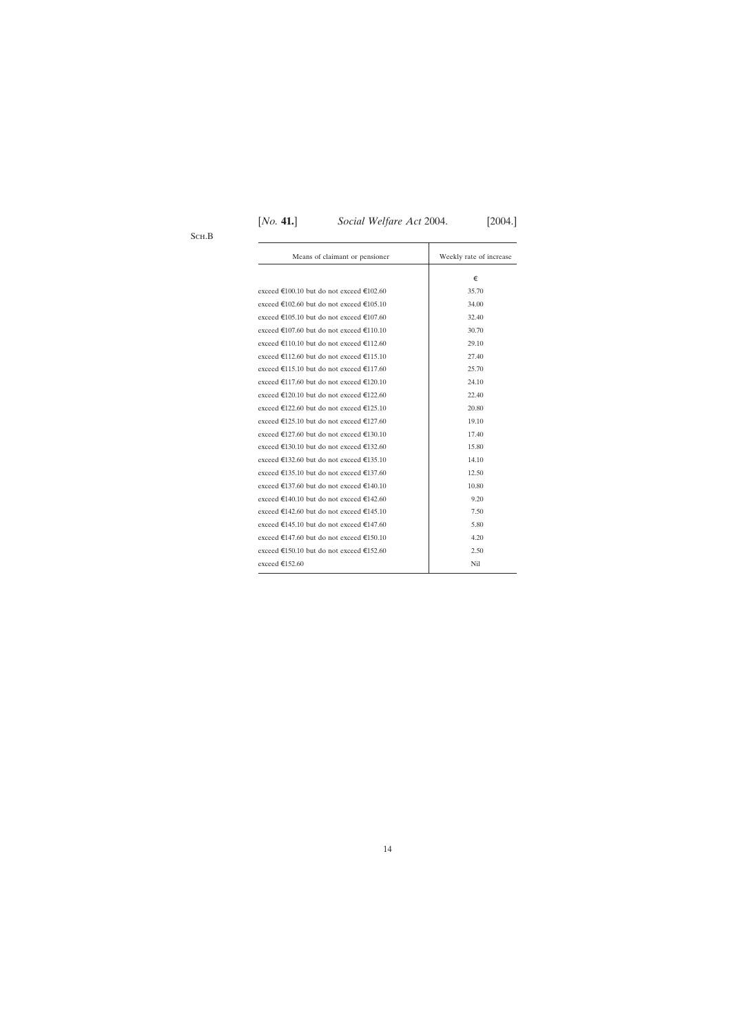Sch.B

| Means of claimant or pensioner | Weekly rate of increase |
|---|---|
| | € |
| exceed €100.10 but do not exceed €102.60 | 35.70 |
| exceed €102.60 but do not exceed €105.10 | 34.00 |
| exceed €105.10 but do not exceed €107.60 | 32.40 |
| exceed €107.60 but do not exceed €110.10 | 30.70 |
| exceed €110.10 but do not exceed €112.60 | 29.10 |
| exceed €112.60 but do not exceed €115.10 | 27.40 |
| exceed €115.10 but do not exceed €117.60 | 25.70 |
| exceed €117.60 but do not exceed €120.10 | 24.10 |
| exceed €120.10 but do not exceed €122.60 | 22.40 |
| exceed €122.60 but do not exceed €125.10 | 20.80 |
| exceed €125.10 but do not exceed €127.60 | 19.10 |
| exceed €127.60 but do not exceed €130.10 | 17.40 |
| exceed €130.10 but do not exceed €132.60 | 15.80 |
| exceed €132.60 but do not exceed €135.10 | 14.10 |
| exceed €135.10 but do not exceed €137.60 | 12.50 |
| exceed €137.60 but do not exceed €140.10 | 10.80 |
| exceed €140.10 but do not exceed €142.60 | 9.20 |
| exceed €142.60 but do not exceed €145.10 | 7.50 |
| exceed €145.10 but do not exceed €147.60 | 5.80 |
| exceed €147.60 but do not exceed €150.10 | 4.20 |
| exceed €150.10 but do not exceed €152.60 | 2.50 |
| exceed €152.60 | Nil |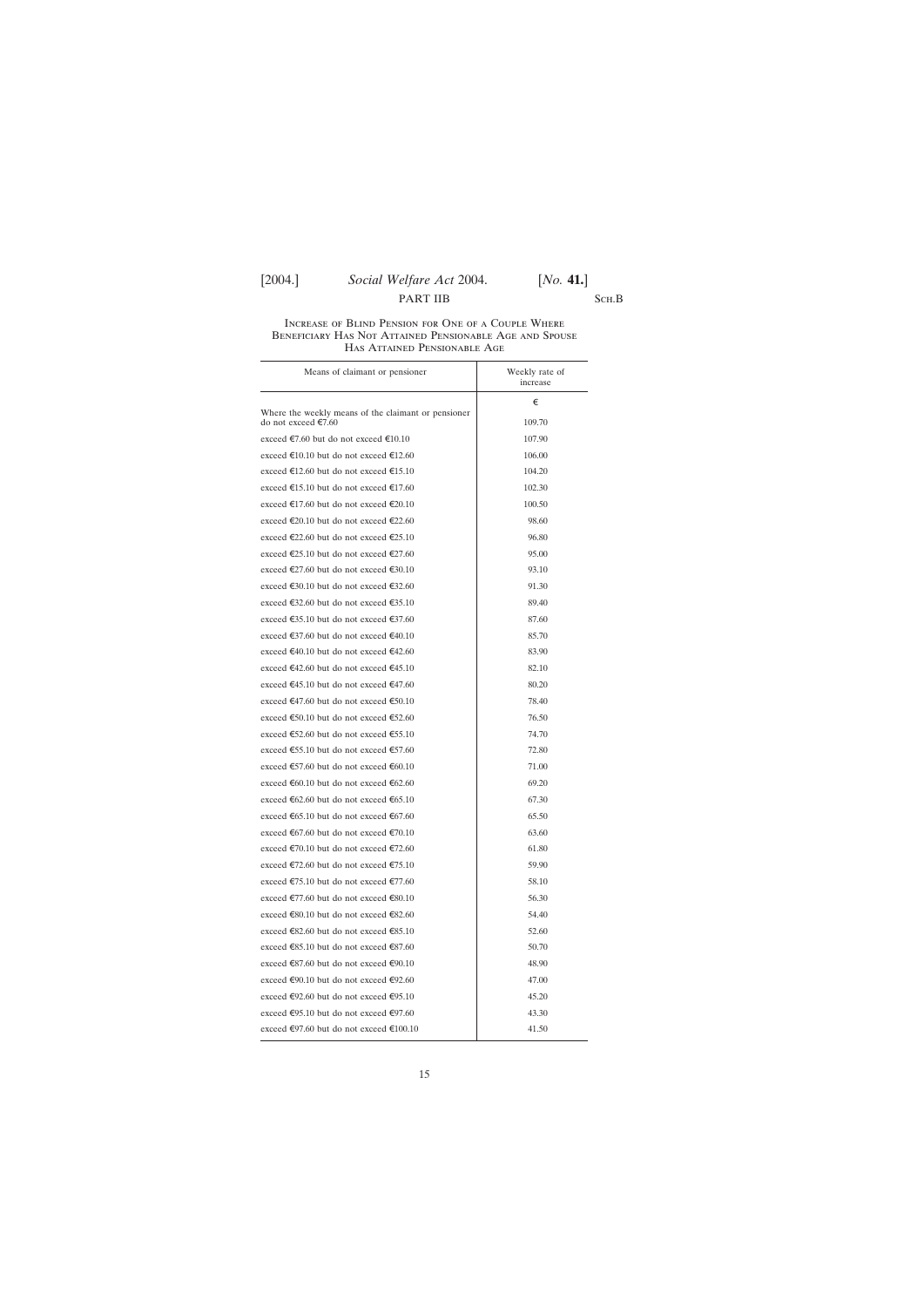PART IIB

Sch.B

Increase of Blind Pension for One of a Couple Where Beneficiary Has Not Attained Pensionable Age and Spouse Has Attained Pensionable Age

| Means of claimant or pensioner | Weekly rate of increase |
|---|---|
| | € |
| Where the weekly means of the claimant or pensioner do not exceed €7.60 | 109.70 |
| exceed €7.60 but do not exceed €10.10 | 107.90 |
| exceed €10.10 but do not exceed €12.60 | 106.00 |
| exceed €12.60 but do not exceed €15.10 | 104.20 |
| exceed €15.10 but do not exceed €17.60 | 102.30 |
| exceed €17.60 but do not exceed €20.10 | 100.50 |
| exceed €20.10 but do not exceed €22.60 | 98.60 |
| exceed €22.60 but do not exceed €25.10 | 96.80 |
| exceed €25.10 but do not exceed €27.60 | 95.00 |
| exceed €27.60 but do not exceed €30.10 | 93.10 |
| exceed €30.10 but do not exceed €32.60 | 91.30 |
| exceed €32.60 but do not exceed €35.10 | 89.40 |
| exceed €35.10 but do not exceed €37.60 | 87.60 |
| exceed €37.60 but do not exceed €40.10 | 85.70 |
| exceed €40.10 but do not exceed €42.60 | 83.90 |
| exceed €42.60 but do not exceed €45.10 | 82.10 |
| exceed €45.10 but do not exceed €47.60 | 80.20 |
| exceed €47.60 but do not exceed €50.10 | 78.40 |
| exceed €50.10 but do not exceed €52.60 | 76.50 |
| exceed €52.60 but do not exceed €55.10 | 74.70 |
| exceed €55.10 but do not exceed €57.60 | 72.80 |
| exceed €57.60 but do not exceed €60.10 | 71.00 |
| exceed €60.10 but do not exceed €62.60 | 69.20 |
| exceed €62.60 but do not exceed €65.10 | 67.30 |
| exceed €65.10 but do not exceed €67.60 | 65.50 |
| exceed €67.60 but do not exceed €70.10 | 63.60 |
| exceed €70.10 but do not exceed €72.60 | 61.80 |
| exceed €72.60 but do not exceed €75.10 | 59.90 |
| exceed €75.10 but do not exceed €77.60 | 58.10 |
| exceed €77.60 but do not exceed €80.10 | 56.30 |
| exceed €80.10 but do not exceed €82.60 | 54.40 |
| exceed €82.60 but do not exceed €85.10 | 52.60 |
| exceed €85.10 but do not exceed €87.60 | 50.70 |
| exceed €87.60 but do not exceed €90.10 | 48.90 |
| exceed €90.10 but do not exceed €92.60 | 47.00 |
| exceed €92.60 but do not exceed €95.10 | 45.20 |
| exceed €95.10 but do not exceed €97.60 | 43.30 |
| exceed €97.60 but do not exceed €100.10 | 41.50 |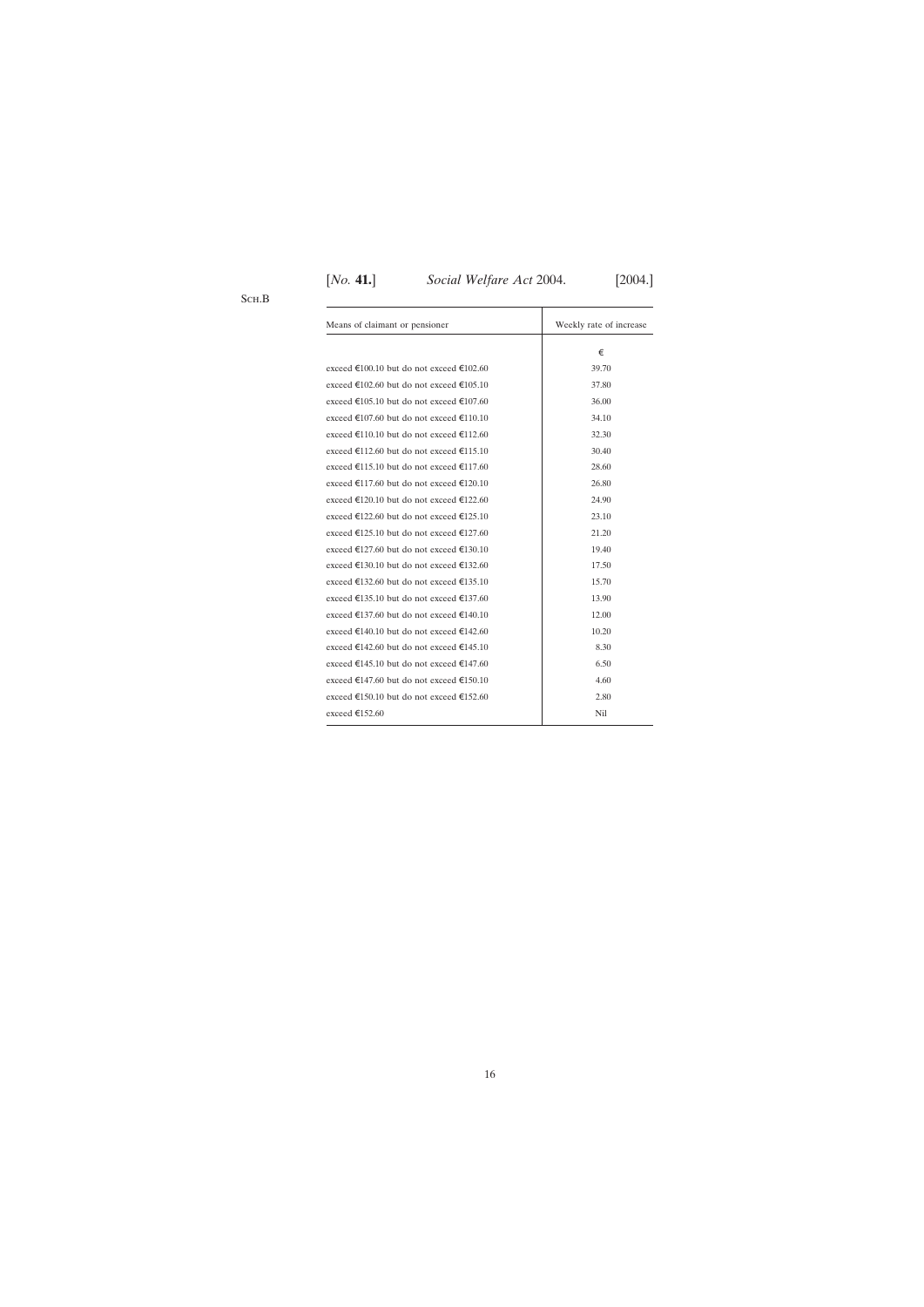Sch.B

| Means of claimant or pensioner | Weekly rate of increase |
|---|---|
| | € |
| exceed €100.10 but do not exceed €102.60 | 39.70 |
| exceed €102.60 but do not exceed €105.10 | 37.80 |
| exceed €105.10 but do not exceed €107.60 | 36.00 |
| exceed €107.60 but do not exceed €110.10 | 34.10 |
| exceed €110.10 but do not exceed €112.60 | 32.30 |
| exceed €112.60 but do not exceed €115.10 | 30.40 |
| exceed €115.10 but do not exceed €117.60 | 28.60 |
| exceed €117.60 but do not exceed €120.10 | 26.80 |
| exceed €120.10 but do not exceed €122.60 | 24.90 |
| exceed €122.60 but do not exceed €125.10 | 23.10 |
| exceed €125.10 but do not exceed €127.60 | 21.20 |
| exceed €127.60 but do not exceed €130.10 | 19.40 |
| exceed €130.10 but do not exceed €132.60 | 17.50 |
| exceed €132.60 but do not exceed €135.10 | 15.70 |
| exceed €135.10 but do not exceed €137.60 | 13.90 |
| exceed €137.60 but do not exceed €140.10 | 12.00 |
| exceed €140.10 but do not exceed €142.60 | 10.20 |
| exceed €142.60 but do not exceed €145.10 | 8.30 |
| exceed €145.10 but do not exceed €147.60 | 6.50 |
| exceed €147.60 but do not exceed €150.10 | 4.60 |
| exceed €150.10 but do not exceed €152.60 | 2.80 |
| exceed €152.60 | Nil |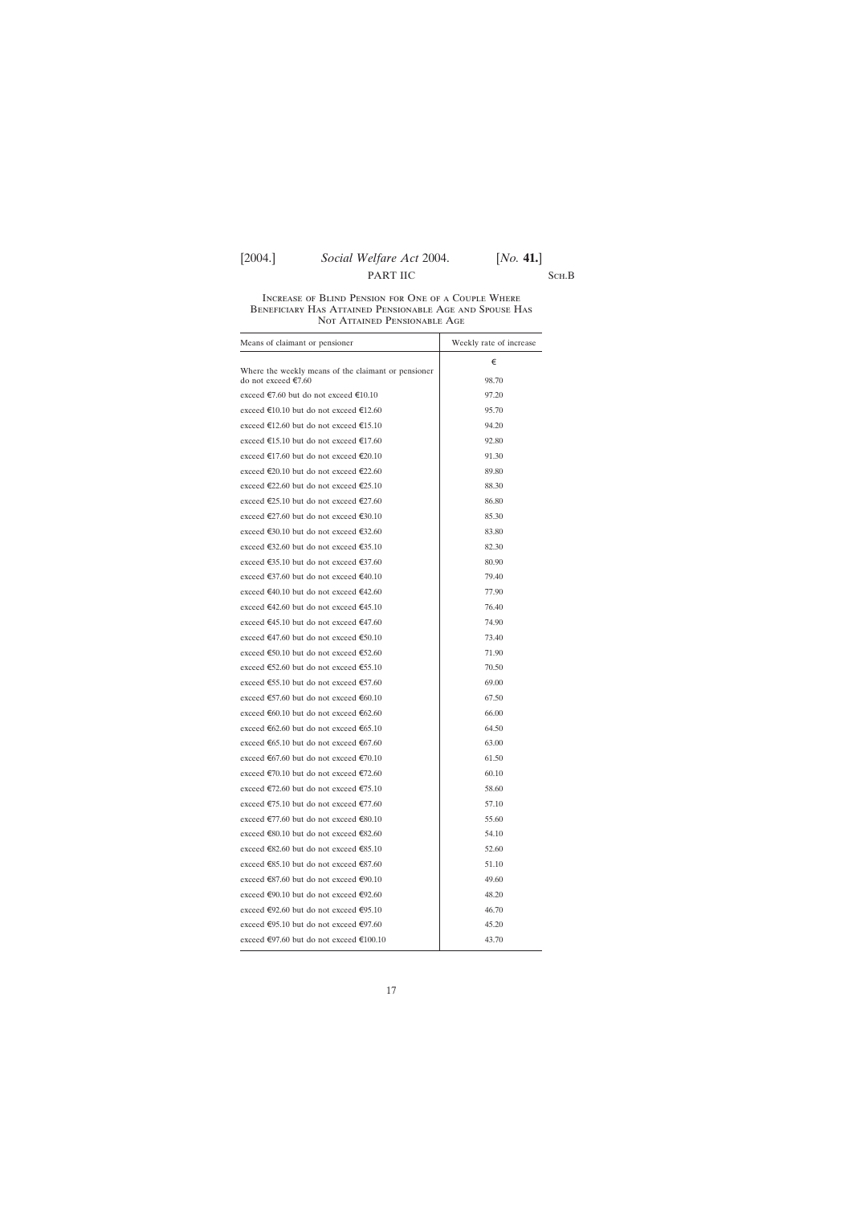PART IIC

Sch.B

### Increase of Blind Pension for One of a Couple Where Beneficiary Has Attained Pensionable Age and Spouse Has Not Attained Pensionable Age

| Means of claimant or pensioner | Weekly rate of increase |
|---|---|
| | € |
| Where the weekly means of the claimant or pensioner do not exceed €7.60 | 98.70 |
| exceed €7.60 but do not exceed €10.10 | 97.20 |
| exceed €10.10 but do not exceed €12.60 | 95.70 |
| exceed €12.60 but do not exceed €15.10 | 94.20 |
| exceed €15.10 but do not exceed €17.60 | 92.80 |
| exceed €17.60 but do not exceed €20.10 | 91.30 |
| exceed €20.10 but do not exceed €22.60 | 89.80 |
| exceed €22.60 but do not exceed €25.10 | 88.30 |
| exceed €25.10 but do not exceed €27.60 | 86.80 |
| exceed €27.60 but do not exceed €30.10 | 85.30 |
| exceed €30.10 but do not exceed €32.60 | 83.80 |
| exceed €32.60 but do not exceed €35.10 | 82.30 |
| exceed €35.10 but do not exceed €37.60 | 80.90 |
| exceed €37.60 but do not exceed €40.10 | 79.40 |
| exceed €40.10 but do not exceed €42.60 | 77.90 |
| exceed €42.60 but do not exceed €45.10 | 76.40 |
| exceed €45.10 but do not exceed €47.60 | 74.90 |
| exceed €47.60 but do not exceed €50.10 | 73.40 |
| exceed €50.10 but do not exceed €52.60 | 71.90 |
| exceed €52.60 but do not exceed €55.10 | 70.50 |
| exceed €55.10 but do not exceed €57.60 | 69.00 |
| exceed €57.60 but do not exceed €60.10 | 67.50 |
| exceed €60.10 but do not exceed €62.60 | 66.00 |
| exceed €62.60 but do not exceed €65.10 | 64.50 |
| exceed €65.10 but do not exceed €67.60 | 63.00 |
| exceed €67.60 but do not exceed €70.10 | 61.50 |
| exceed €70.10 but do not exceed €72.60 | 60.10 |
| exceed €72.60 but do not exceed €75.10 | 58.60 |
| exceed €75.10 but do not exceed €77.60 | 57.10 |
| exceed €77.60 but do not exceed €80.10 | 55.60 |
| exceed €80.10 but do not exceed €82.60 | 54.10 |
| exceed €82.60 but do not exceed €85.10 | 52.60 |
| exceed €85.10 but do not exceed €87.60 | 51.10 |
| exceed €87.60 but do not exceed €90.10 | 49.60 |
| exceed €90.10 but do not exceed €92.60 | 48.20 |
| exceed €92.60 but do not exceed €95.10 | 46.70 |
| exceed €95.10 but do not exceed €97.60 | 45.20 |
| exceed €97.60 but do not exceed €100.10 | 43.70 |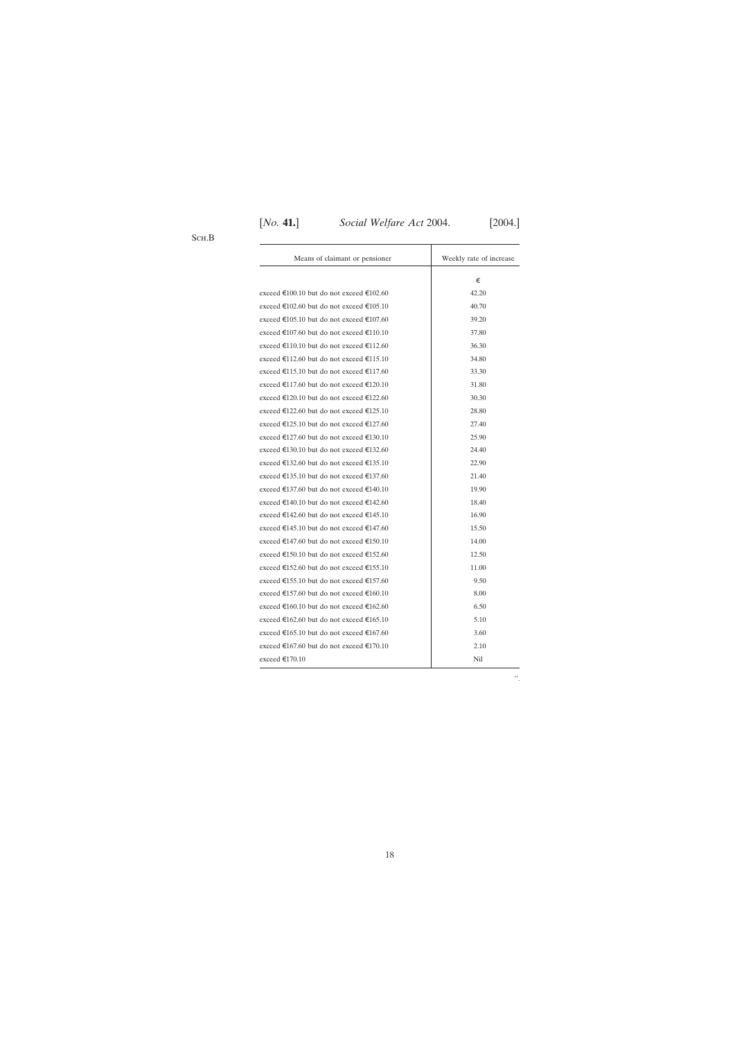Sch.B

| Means of claimant or pensioner | Weekly rate of increase |
|---|---|
| | € |
| exceed €100.10 but do not exceed €102.60 | 42.20 |
| exceed €102.60 but do not exceed €105.10 | 40.70 |
| exceed €105.10 but do not exceed €107.60 | 39.20 |
| exceed €107.60 but do not exceed €110.10 | 37.80 |
| exceed €110.10 but do not exceed €112.60 | 36.30 |
| exceed €112.60 but do not exceed €115.10 | 34.80 |
| exceed €115.10 but do not exceed €117.60 | 33.30 |
| exceed €117.60 but do not exceed €120.10 | 31.80 |
| exceed €120.10 but do not exceed €122.60 | 30.30 |
| exceed €122.60 but do not exceed €125.10 | 28.80 |
| exceed €125.10 but do not exceed €127.60 | 27.40 |
| exceed €127.60 but do not exceed €130.10 | 25.90 |
| exceed €130.10 but do not exceed €132.60 | 24.40 |
| exceed €132.60 but do not exceed €135.10 | 22.90 |
| exceed €135.10 but do not exceed €137.60 | 21.40 |
| exceed €137.60 but do not exceed €140.10 | 19.90 |
| exceed €140.10 but do not exceed €142.60 | 18.40 |
| exceed €142.60 but do not exceed €145.10 | 16.90 |
| exceed €145.10 but do not exceed €147.60 | 15.50 |
| exceed €147.60 but do not exceed €150.10 | 14.00 |
| exceed €150.10 but do not exceed €152.60 | 12.50 |
| exceed €152.60 but do not exceed €155.10 | 11.00 |
| exceed €155.10 but do not exceed €157.60 | 9.50 |
| exceed €157.60 but do not exceed €160.10 | 8.00 |
| exceed €160.10 but do not exceed €162.60 | 6.50 |
| exceed €162.60 but do not exceed €165.10 | 5.10 |
| exceed €165.10 but do not exceed €167.60 | 3.60 |
| exceed €167.60 but do not exceed €170.10 | 2.10 |
| exceed €170.10 | Nil |

".